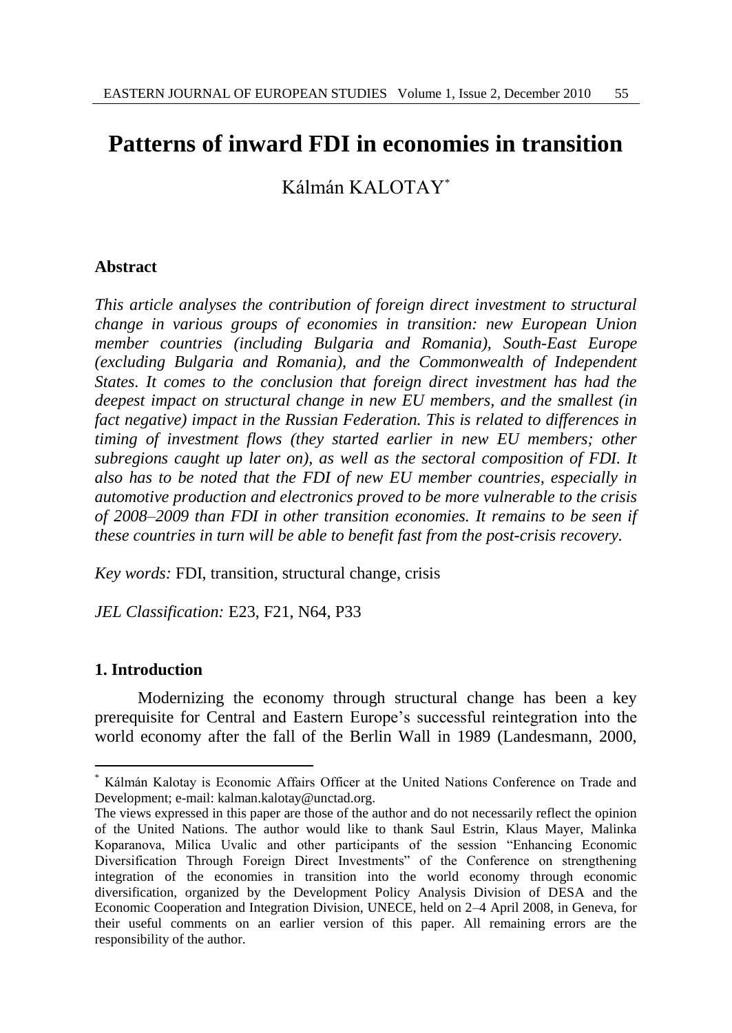# Patterns of inward FDI in economies in transition

Kálmán KALOTAY[*]

## Abstract

*This article analyses the contribution of foreign direct investment to structural change in various groups of economies in transition: new European Union member countries (including Bulgaria and Romania), South-East Europe (excluding Bulgaria and Romania), and the Commonwealth of Independent States. It comes to the conclusion that foreign direct investment has had the deepest impact on structural change in new EU members, and the smallest (in fact negative) impact in the Russian Federation. This is related to differences in timing of investment flows (they started earlier in new EU members; other subregions caught up later on), as well as the sectoral composition of FDI. It also has to be noted that the FDI of new EU member countries, especially in automotive production and electronics proved to be more vulnerable to the crisis of 2008–2009 than FDI in other transition economies. It remains to be seen if these countries in turn will be able to benefit fast from the post-crisis recovery.*

*Key words:* FDI, transition, structural change, crisis

*JEL Classification:* E23, F21, N64, P33

## 1. Introduction

Modernizing the economy through structural change has been a key prerequisite for Central and Eastern Europe's successful reintegration into the world economy after the fall of the Berlin Wall in 1989 (Landesmann, 2000,

---

[*] Kálmán Kalotay is Economic Affairs Officer at the United Nations Conference on Trade and Development; e-mail: kalman.kalotay@unctad.org.

The views expressed in this paper are those of the author and do not necessarily reflect the opinion of the United Nations. The author would like to thank Saul Estrin, Klaus Mayer, Malinka Koparanova, Milica Uvalic and other participants of the session "Enhancing Economic Diversification Through Foreign Direct Investments" of the Conference on strengthening integration of the economies in transition into the world economy through economic diversification, organized by the Development Policy Analysis Division of DESA and the Economic Cooperation and Integration Division, UNECE, held on 2–4 April 2008, in Geneva, for their useful comments on an earlier version of this paper. All remaining errors are the responsibility of the author.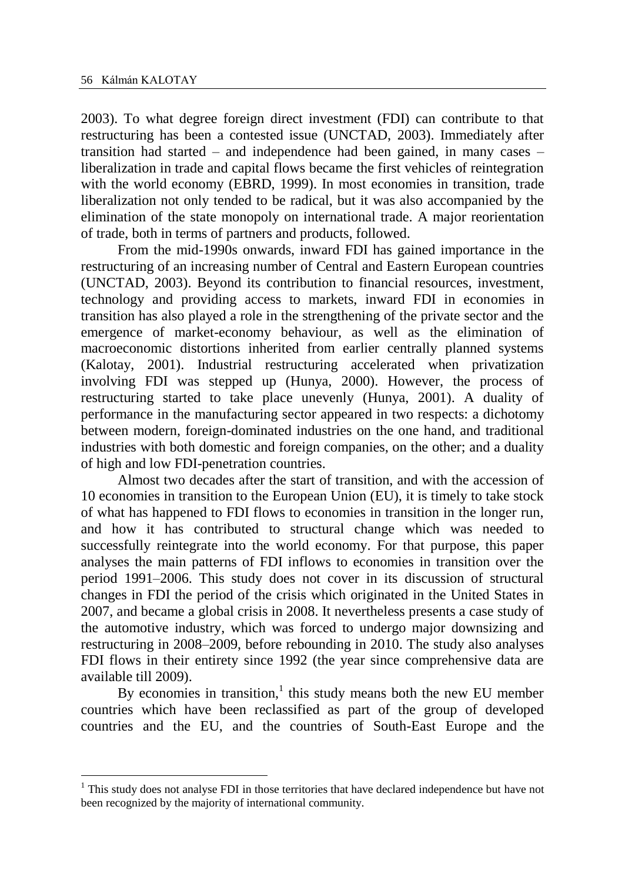2003). To what degree foreign direct investment (FDI) can contribute to that restructuring has been a contested issue (UNCTAD, 2003). Immediately after transition had started – and independence had been gained, in many cases – liberalization in trade and capital flows became the first vehicles of reintegration with the world economy (EBRD, 1999). In most economies in transition, trade liberalization not only tended to be radical, but it was also accompanied by the elimination of the state monopoly on international trade. A major reorientation of trade, both in terms of partners and products, followed.

From the mid-1990s onwards, inward FDI has gained importance in the restructuring of an increasing number of Central and Eastern European countries (UNCTAD, 2003). Beyond its contribution to financial resources, investment, technology and providing access to markets, inward FDI in economies in transition has also played a role in the strengthening of the private sector and the emergence of market-economy behaviour, as well as the elimination of macroeconomic distortions inherited from earlier centrally planned systems (Kalotay, 2001). Industrial restructuring accelerated when privatization involving FDI was stepped up (Hunya, 2000). However, the process of restructuring started to take place unevenly (Hunya, 2001). A duality of performance in the manufacturing sector appeared in two respects: a dichotomy between modern, foreign-dominated industries on the one hand, and traditional industries with both domestic and foreign companies, on the other; and a duality of high and low FDI-penetration countries.

Almost two decades after the start of transition, and with the accession of 10 economies in transition to the European Union (EU), it is timely to take stock of what has happened to FDI flows to economies in transition in the longer run, and how it has contributed to structural change which was needed to successfully reintegrate into the world economy. For that purpose, this paper analyses the main patterns of FDI inflows to economies in transition over the period 1991–2006. This study does not cover in its discussion of structural changes in FDI the period of the crisis which originated in the United States in 2007, and became a global crisis in 2008. It nevertheless presents a case study of the automotive industry, which was forced to undergo major downsizing and restructuring in 2008–2009, before rebounding in 2010. The study also analyses FDI flows in their entirety since 1992 (the year since comprehensive data are available till 2009).

By economies in transition,[1] this study means both the new EU member countries which have been reclassified as part of the group of developed countries and the EU, and the countries of South-East Europe and the

[1] This study does not analyse FDI in those territories that have declared independence but have not been recognized by the majority of international community.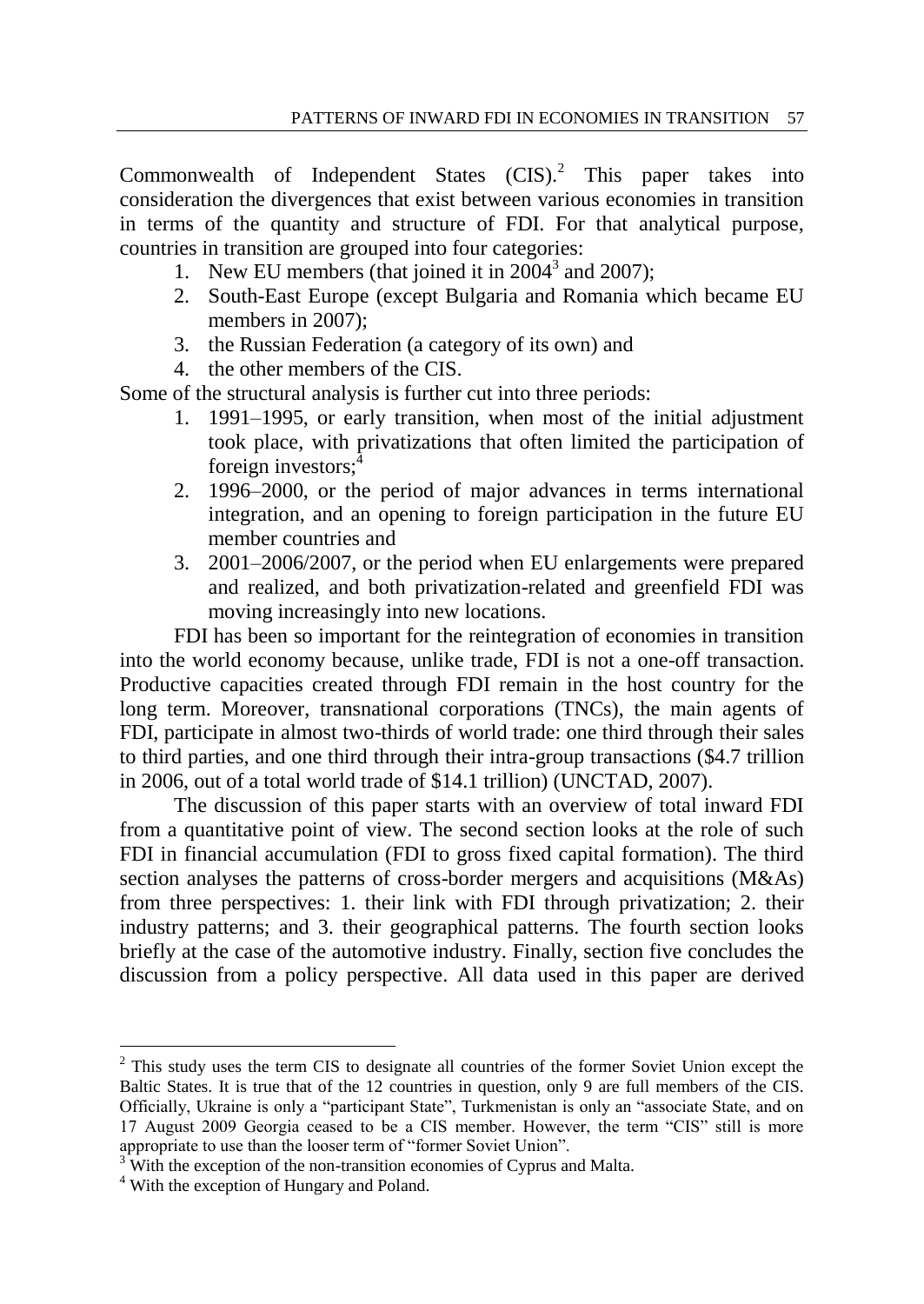Commonwealth of Independent States (CIS).[2] This paper takes into consideration the divergences that exist between various economies in transition in terms of the quantity and structure of FDI. For that analytical purpose, countries in transition are grouped into four categories:

1. New EU members (that joined it in 2004[3] and 2007);
2. South-East Europe (except Bulgaria and Romania which became EU members in 2007);
3. the Russian Federation (a category of its own) and
4. the other members of the CIS.

Some of the structural analysis is further cut into three periods:

1. 1991–1995, or early transition, when most of the initial adjustment took place, with privatizations that often limited the participation of foreign investors;[4]
2. 1996–2000, or the period of major advances in terms international integration, and an opening to foreign participation in the future EU member countries and
3. 2001–2006/2007, or the period when EU enlargements were prepared and realized, and both privatization-related and greenfield FDI was moving increasingly into new locations.

FDI has been so important for the reintegration of economies in transition into the world economy because, unlike trade, FDI is not a one-off transaction. Productive capacities created through FDI remain in the host country for the long term. Moreover, transnational corporations (TNCs), the main agents of FDI, participate in almost two-thirds of world trade: one third through their sales to third parties, and one third through their intra-group transactions ($4.7 trillion in 2006, out of a total world trade of $14.1 trillion) (UNCTAD, 2007).

The discussion of this paper starts with an overview of total inward FDI from a quantitative point of view. The second section looks at the role of such FDI in financial accumulation (FDI to gross fixed capital formation). The third section analyses the patterns of cross-border mergers and acquisitions (M&As) from three perspectives: 1. their link with FDI through privatization; 2. their industry patterns; and 3. their geographical patterns. The fourth section looks briefly at the case of the automotive industry. Finally, section five concludes the discussion from a policy perspective. All data used in this paper are derived

---

[2] This study uses the term CIS to designate all countries of the former Soviet Union except the Baltic States. It is true that of the 12 countries in question, only 9 are full members of the CIS. Officially, Ukraine is only a "participant State", Turkmenistan is only an "associate State, and on 17 August 2009 Georgia ceased to be a CIS member. However, the term "CIS" still is more appropriate to use than the looser term of "former Soviet Union".

[3] With the exception of the non-transition economies of Cyprus and Malta.

[4] With the exception of Hungary and Poland.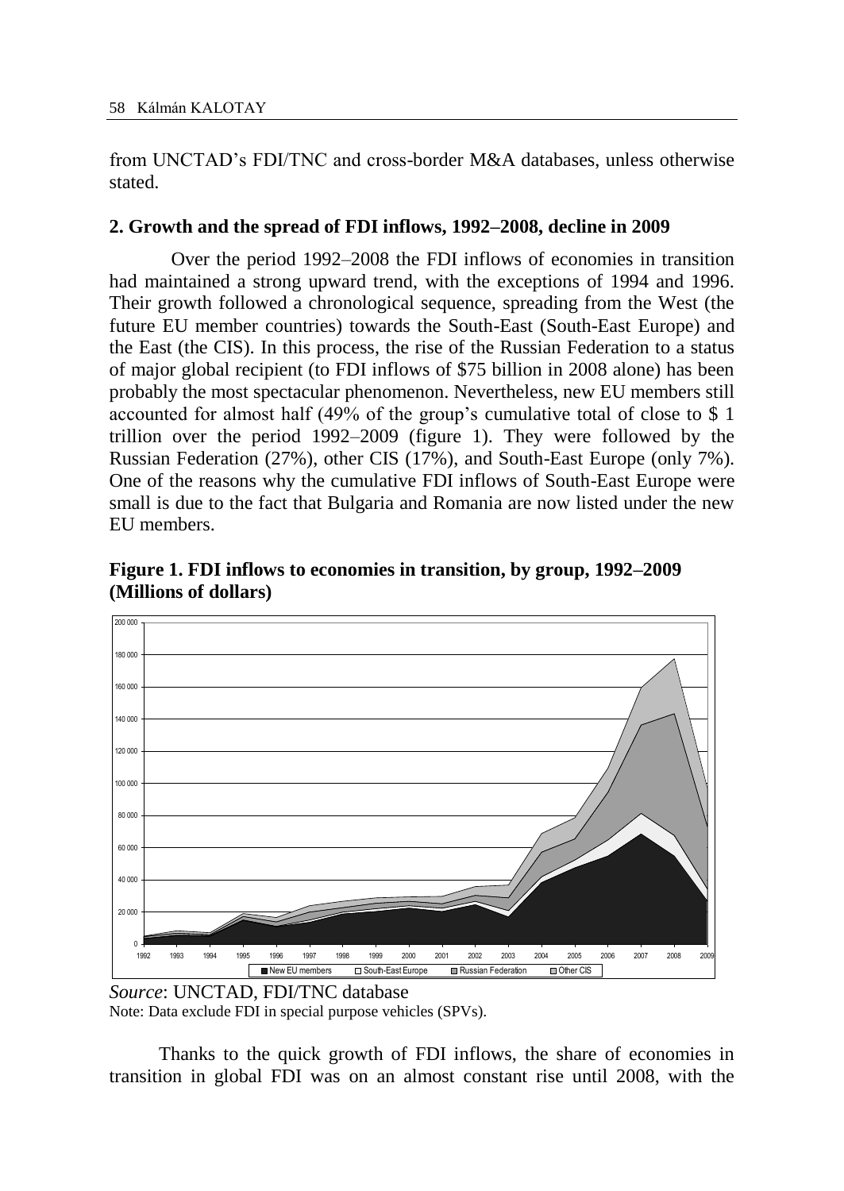from UNCTAD's FDI/TNC and cross-border M&A databases, unless otherwise stated.

## 2. Growth and the spread of FDI inflows, 1992–2008, decline in 2009

Over the period 1992–2008 the FDI inflows of economies in transition had maintained a strong upward trend, with the exceptions of 1994 and 1996. Their growth followed a chronological sequence, spreading from the West (the future EU member countries) towards the South-East (South-East Europe) and the East (the CIS). In this process, the rise of the Russian Federation to a status of major global recipient (to FDI inflows of $75 billion in 2008 alone) has been probably the most spectacular phenomenon. Nevertheless, new EU members still accounted for almost half (49% of the group's cumulative total of close to $ 1 trillion over the period 1992–2009 (figure 1). They were followed by the Russian Federation (27%), other CIS (17%), and South-East Europe (only 7%). One of the reasons why the cumulative FDI inflows of South-East Europe were small is due to the fact that Bulgaria and Romania are now listed under the new EU members.

**Figure 1. FDI inflows to economies in transition, by group, 1992–2009 (Millions of dollars)**

*Source*: UNCTAD, FDI/TNC database
Note: Data exclude FDI in special purpose vehicles (SPVs).

Thanks to the quick growth of FDI inflows, the share of economies in transition in global FDI was on an almost constant rise until 2008, with the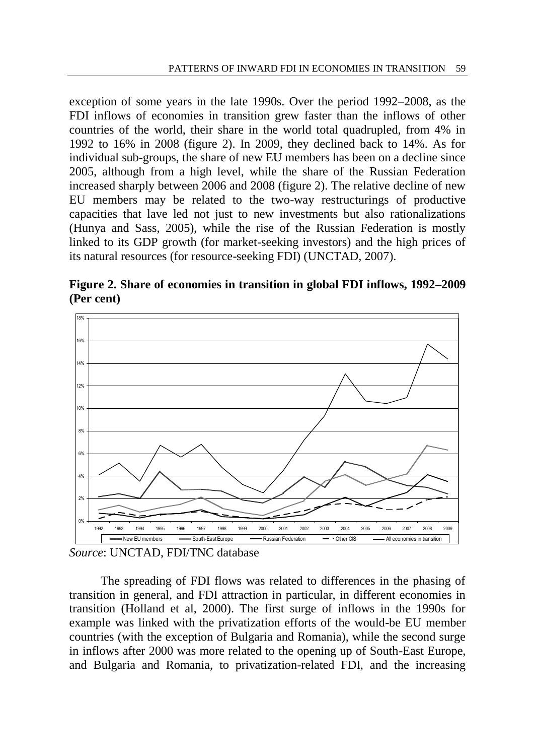exception of some years in the late 1990s. Over the period 1992–2008, as the FDI inflows of economies in transition grew faster than the inflows of other countries of the world, their share in the world total quadrupled, from 4% in 1992 to 16% in 2008 (figure 2). In 2009, they declined back to 14%. As for individual sub-groups, the share of new EU members has been on a decline since 2005, although from a high level, while the share of the Russian Federation increased sharply between 2006 and 2008 (figure 2). The relative decline of new EU members may be related to the two-way restructurings of productive capacities that lave led not just to new investments but also rationalizations (Hunya and Sass, 2005), while the rise of the Russian Federation is mostly linked to its GDP growth (for market-seeking investors) and the high prices of its natural resources (for resource-seeking FDI) (UNCTAD, 2007).

**Figure 2. Share of economies in transition in global FDI inflows, 1992–2009 (Per cent)**

*Source*: UNCTAD, FDI/TNC database

The spreading of FDI flows was related to differences in the phasing of transition in general, and FDI attraction in particular, in different economies in transition (Holland et al, 2000). The first surge of inflows in the 1990s for example was linked with the privatization efforts of the would-be EU member countries (with the exception of Bulgaria and Romania), while the second surge in inflows after 2000 was more related to the opening up of South-East Europe, and Bulgaria and Romania, to privatization-related FDI, and the increasing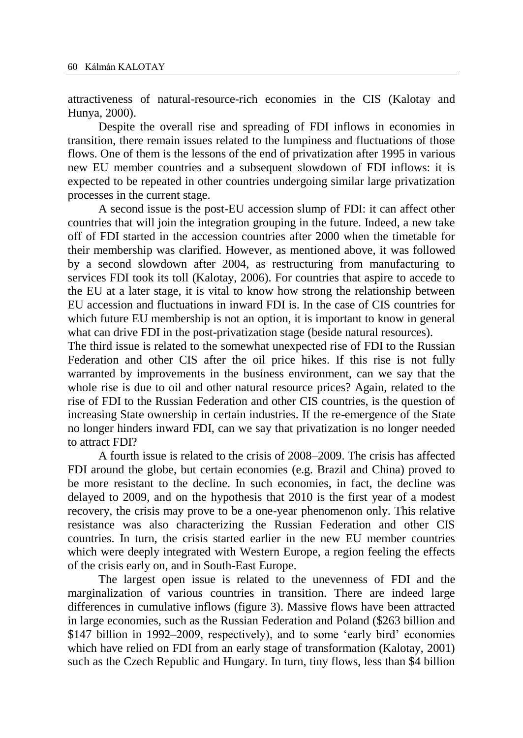attractiveness of natural-resource-rich economies in the CIS (Kalotay and Hunya, 2000).

Despite the overall rise and spreading of FDI inflows in economies in transition, there remain issues related to the lumpiness and fluctuations of those flows. One of them is the lessons of the end of privatization after 1995 in various new EU member countries and a subsequent slowdown of FDI inflows: it is expected to be repeated in other countries undergoing similar large privatization processes in the current stage.

A second issue is the post-EU accession slump of FDI: it can affect other countries that will join the integration grouping in the future. Indeed, a new take off of FDI started in the accession countries after 2000 when the timetable for their membership was clarified. However, as mentioned above, it was followed by a second slowdown after 2004, as restructuring from manufacturing to services FDI took its toll (Kalotay, 2006). For countries that aspire to accede to the EU at a later stage, it is vital to know how strong the relationship between EU accession and fluctuations in inward FDI is. In the case of CIS countries for which future EU membership is not an option, it is important to know in general what can drive FDI in the post-privatization stage (beside natural resources).

The third issue is related to the somewhat unexpected rise of FDI to the Russian Federation and other CIS after the oil price hikes. If this rise is not fully warranted by improvements in the business environment, can we say that the whole rise is due to oil and other natural resource prices? Again, related to the rise of FDI to the Russian Federation and other CIS countries, is the question of increasing State ownership in certain industries. If the re-emergence of the State no longer hinders inward FDI, can we say that privatization is no longer needed to attract FDI?

A fourth issue is related to the crisis of 2008–2009. The crisis has affected FDI around the globe, but certain economies (e.g. Brazil and China) proved to be more resistant to the decline. In such economies, in fact, the decline was delayed to 2009, and on the hypothesis that 2010 is the first year of a modest recovery, the crisis may prove to be a one-year phenomenon only. This relative resistance was also characterizing the Russian Federation and other CIS countries. In turn, the crisis started earlier in the new EU member countries which were deeply integrated with Western Europe, a region feeling the effects of the crisis early on, and in South-East Europe.

The largest open issue is related to the unevenness of FDI and the marginalization of various countries in transition. There are indeed large differences in cumulative inflows (figure 3). Massive flows have been attracted in large economies, such as the Russian Federation and Poland ($263 billion and $147 billion in 1992–2009, respectively), and to some 'early bird' economies which have relied on FDI from an early stage of transformation (Kalotay, 2001) such as the Czech Republic and Hungary. In turn, tiny flows, less than $4 billion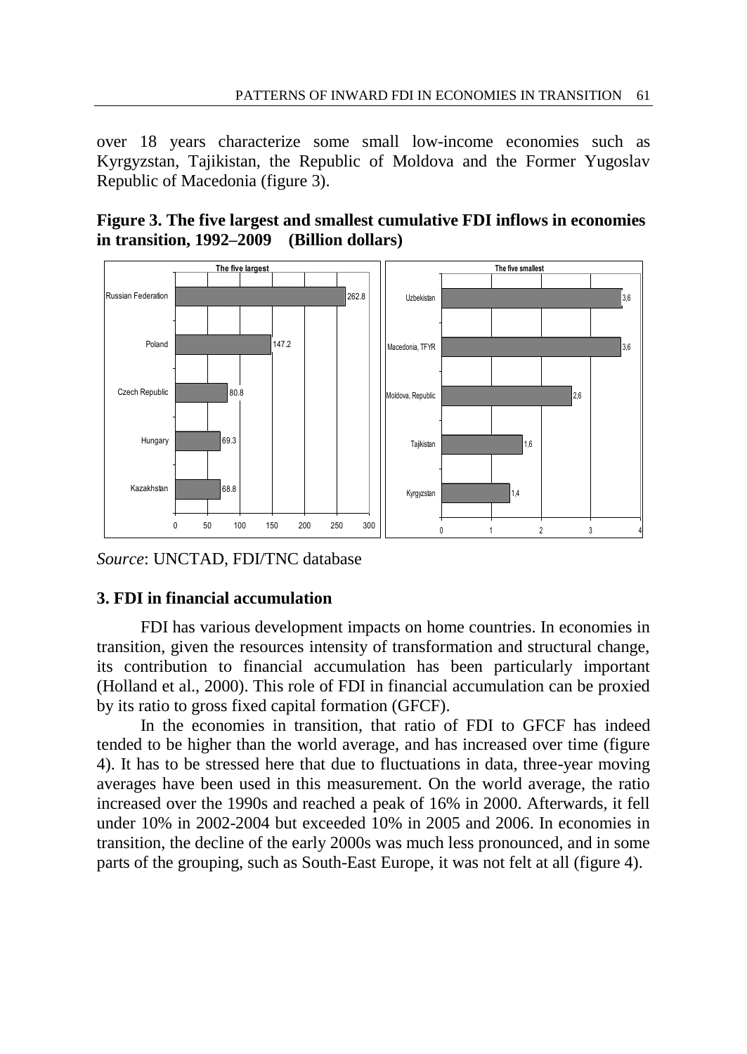over 18 years characterize some small low-income economies such as Kyrgyzstan, Tajikistan, the Republic of Moldova and the Former Yugoslav Republic of Macedonia (figure 3).

**Figure 3. The five largest and smallest cumulative FDI inflows in economies in transition, 1992–2009 (Billion dollars)**

*Source*: UNCTAD, FDI/TNC database

### 3. FDI in financial accumulation

FDI has various development impacts on home countries. In economies in transition, given the resources intensity of transformation and structural change, its contribution to financial accumulation has been particularly important (Holland et al., 2000). This role of FDI in financial accumulation can be proxied by its ratio to gross fixed capital formation (GFCF).

In the economies in transition, that ratio of FDI to GFCF has indeed tended to be higher than the world average, and has increased over time (figure 4). It has to be stressed here that due to fluctuations in data, three-year moving averages have been used in this measurement. On the world average, the ratio increased over the 1990s and reached a peak of 16% in 2000. Afterwards, it fell under 10% in 2002-2004 but exceeded 10% in 2005 and 2006. In economies in transition, the decline of the early 2000s was much less pronounced, and in some parts of the grouping, such as South-East Europe, it was not felt at all (figure 4).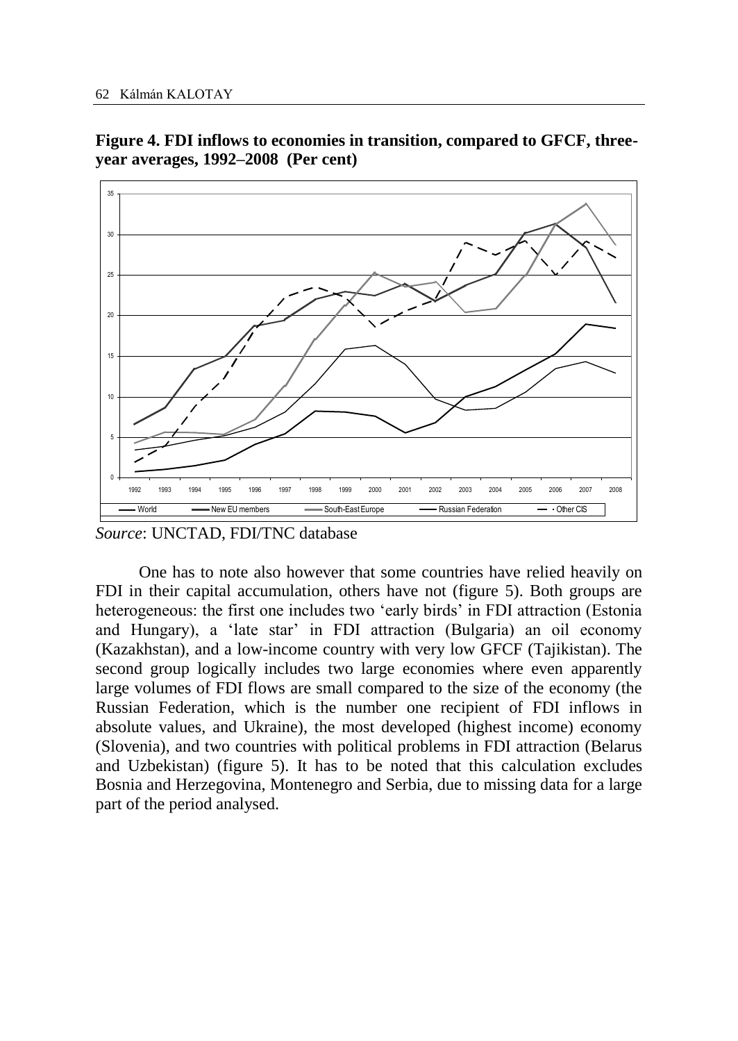**Figure 4. FDI inflows to economies in transition, compared to GFCF, three-year averages, 1992–2008 (Per cent)**

*Source*: UNCTAD, FDI/TNC database

One has to note also however that some countries have relied heavily on FDI in their capital accumulation, others have not (figure 5). Both groups are heterogeneous: the first one includes two 'early birds' in FDI attraction (Estonia and Hungary), a 'late star' in FDI attraction (Bulgaria) an oil economy (Kazakhstan), and a low-income country with very low GFCF (Tajikistan). The second group logically includes two large economies where even apparently large volumes of FDI flows are small compared to the size of the economy (the Russian Federation, which is the number one recipient of FDI inflows in absolute values, and Ukraine), the most developed (highest income) economy (Slovenia), and two countries with political problems in FDI attraction (Belarus and Uzbekistan) (figure 5). It has to be noted that this calculation excludes Bosnia and Herzegovina, Montenegro and Serbia, due to missing data for a large part of the period analysed.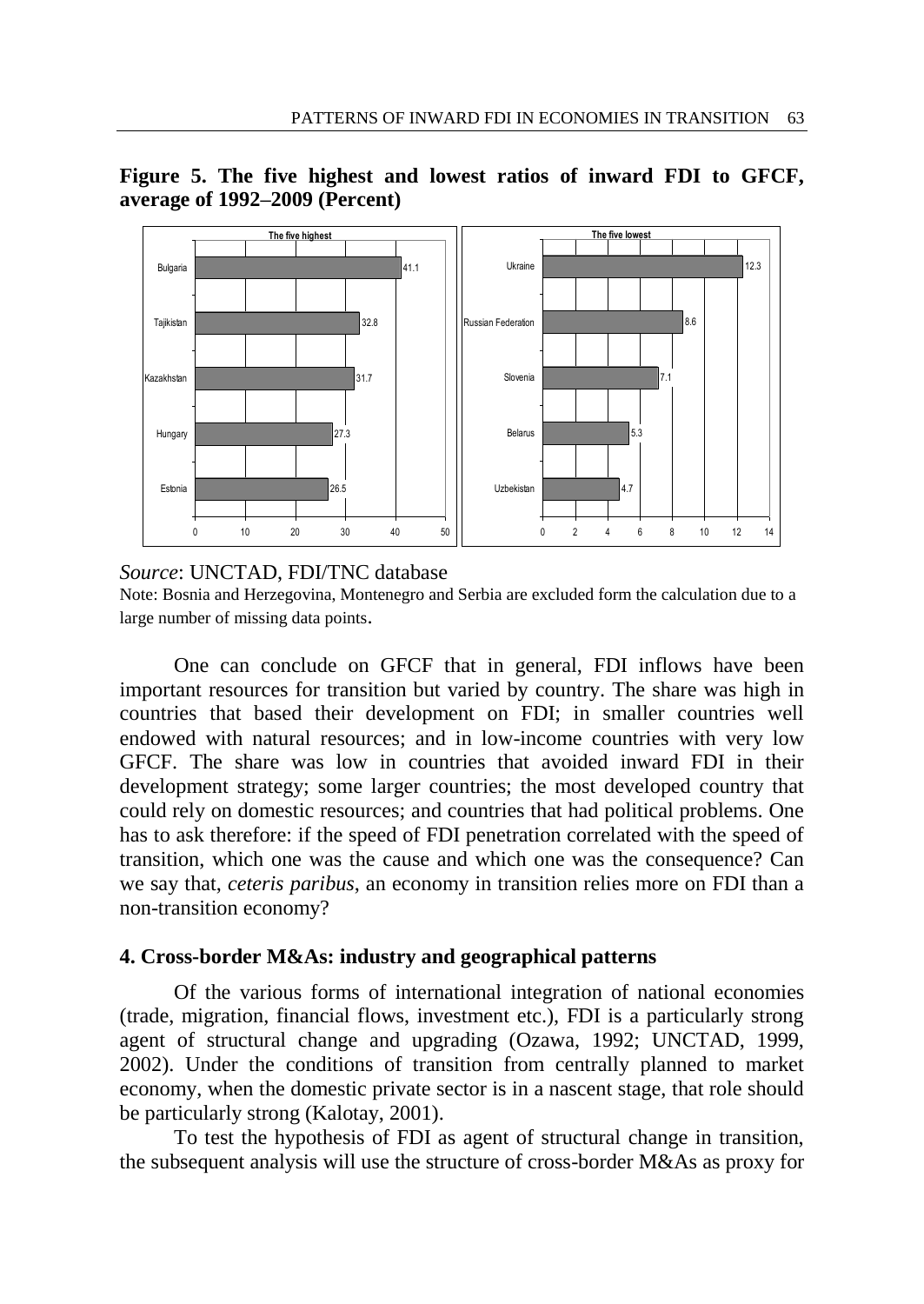**Figure 5. The five highest and lowest ratios of inward FDI to GFCF, average of 1992–2009 (Percent)**

| The five highest | | The five lowest | |
|---|---|---|---|
| Bulgaria | 41.1 | Ukraine | 12.3 |
| Tajikistan | 32.8 | Russian Federation | 8.6 |
| Kazakhstan | 31.7 | Slovenia | 7.1 |
| Hungary | 27.3 | Belarus | 5.3 |
| Estonia | 26.5 | Uzbekistan | 4.7 |

*Source*: UNCTAD, FDI/TNC database

Note: Bosnia and Herzegovina, Montenegro and Serbia are excluded form the calculation due to a large number of missing data points.

One can conclude on GFCF that in general, FDI inflows have been important resources for transition but varied by country. The share was high in countries that based their development on FDI; in smaller countries well endowed with natural resources; and in low-income countries with very low GFCF. The share was low in countries that avoided inward FDI in their development strategy; some larger countries; the most developed country that could rely on domestic resources; and countries that had political problems. One has to ask therefore: if the speed of FDI penetration correlated with the speed of transition, which one was the cause and which one was the consequence? Can we say that, *ceteris paribus*, an economy in transition relies more on FDI than a non-transition economy?

## 4. Cross-border M&As: industry and geographical patterns

Of the various forms of international integration of national economies (trade, migration, financial flows, investment etc.), FDI is a particularly strong agent of structural change and upgrading (Ozawa, 1992; UNCTAD, 1999, 2002). Under the conditions of transition from centrally planned to market economy, when the domestic private sector is in a nascent stage, that role should be particularly strong (Kalotay, 2001).

To test the hypothesis of FDI as agent of structural change in transition, the subsequent analysis will use the structure of cross-border M&As as proxy for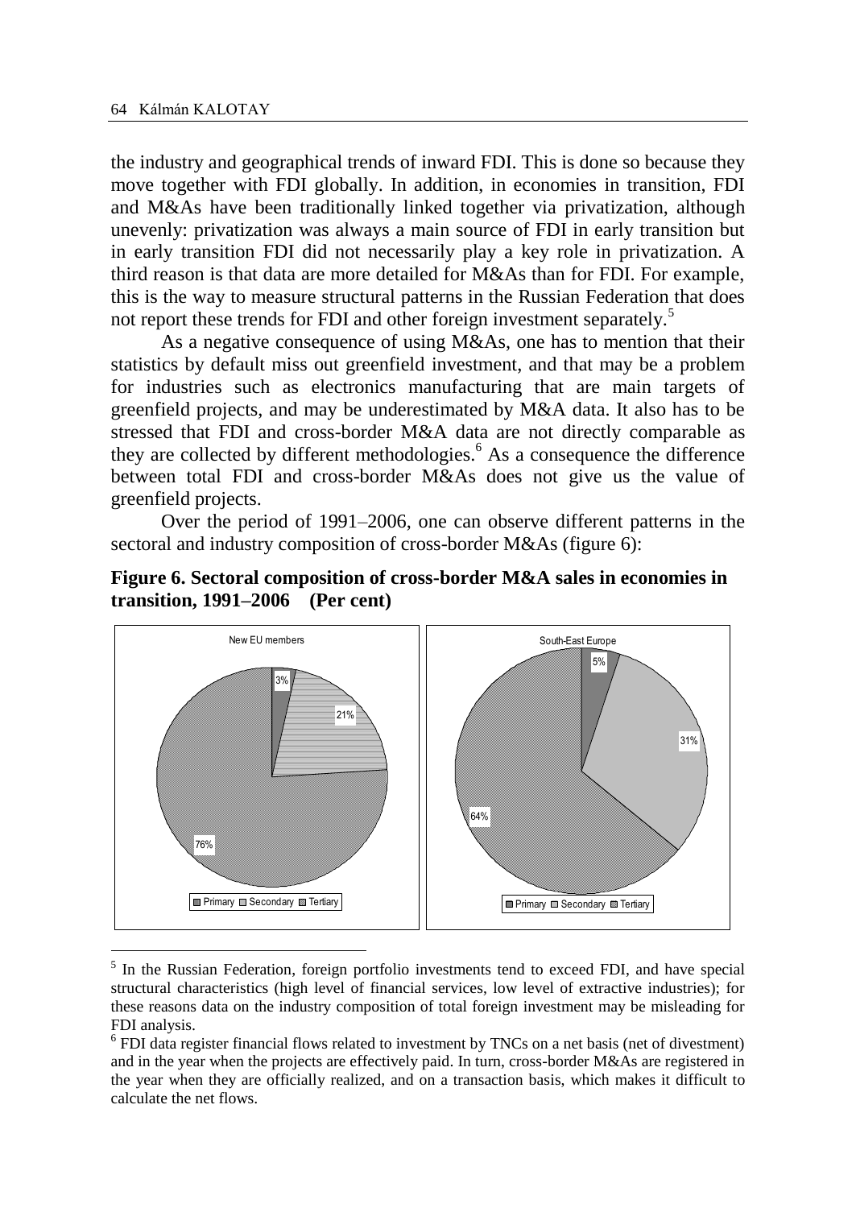the industry and geographical trends of inward FDI. This is done so because they move together with FDI globally. In addition, in economies in transition, FDI and M&As have been traditionally linked together via privatization, although unevenly: privatization was always a main source of FDI in early transition but in early transition FDI did not necessarily play a key role in privatization. A third reason is that data are more detailed for M&As than for FDI. For example, this is the way to measure structural patterns in the Russian Federation that does not report these trends for FDI and other foreign investment separately.[5]

As a negative consequence of using M&As, one has to mention that their statistics by default miss out greenfield investment, and that may be a problem for industries such as electronics manufacturing that are main targets of greenfield projects, and may be underestimated by M&A data. It also has to be stressed that FDI and cross-border M&A data are not directly comparable as they are collected by different methodologies.[6] As a consequence the difference between total FDI and cross-border M&As does not give us the value of greenfield projects.

Over the period of 1991–2006, one can observe different patterns in the sectoral and industry composition of cross-border M&As (figure 6):

**Figure 6. Sectoral composition of cross-border M&A sales in economies in transition, 1991–2006 (Per cent)**

New EU members: Primary 3%, Secondary 21%, Tertiary 76%

South-East Europe: Primary 5%, Secondary 31%, Tertiary 64%

---

[5] In the Russian Federation, foreign portfolio investments tend to exceed FDI, and have special structural characteristics (high level of financial services, low level of extractive industries); for these reasons data on the industry composition of total foreign investment may be misleading for FDI analysis.

[6] FDI data register financial flows related to investment by TNCs on a net basis (net of divestment) and in the year when the projects are effectively paid. In turn, cross-border M&As are registered in the year when they are officially realized, and on a transaction basis, which makes it difficult to calculate the net flows.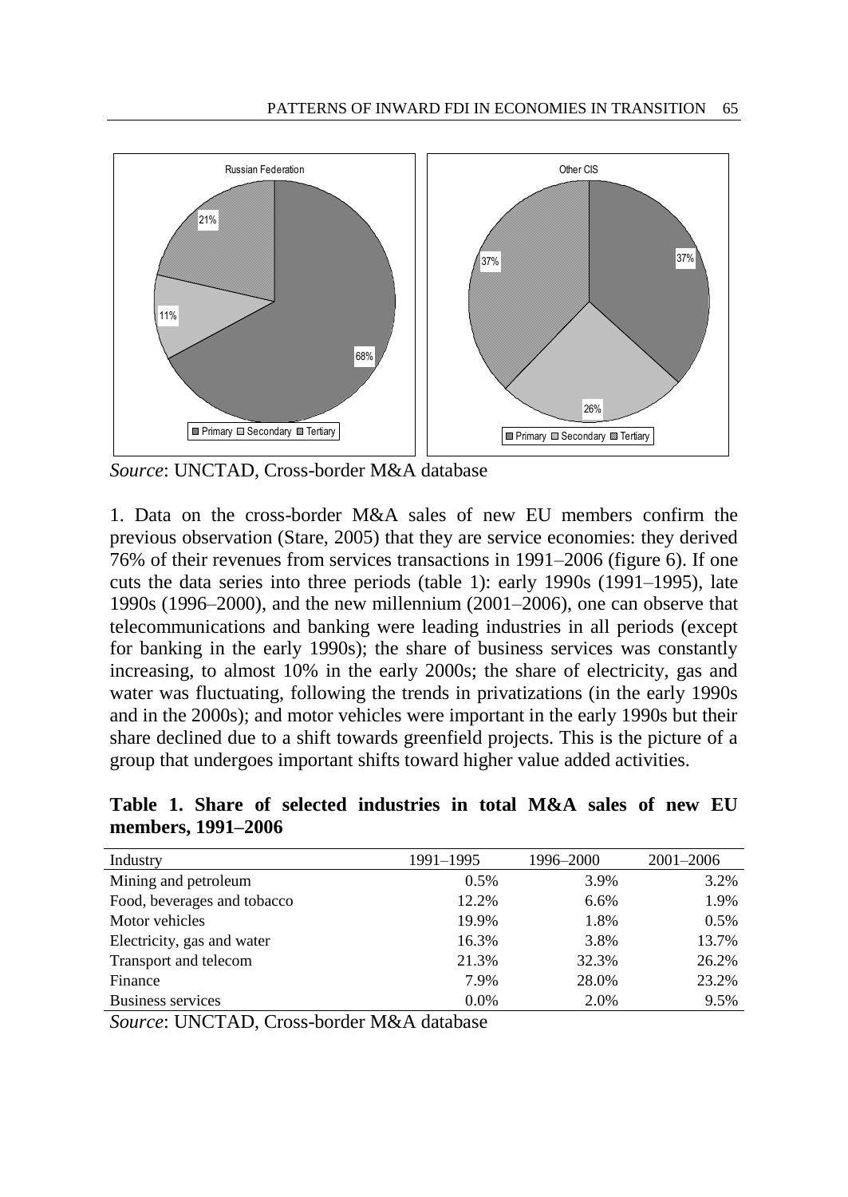*Source*: UNCTAD, Cross-border M&A database

1. Data on the cross-border M&A sales of new EU members confirm the previous observation (Stare, 2005) that they are service economies: they derived 76% of their revenues from services transactions in 1991–2006 (figure 6). If one cuts the data series into three periods (table 1): early 1990s (1991–1995), late 1990s (1996–2000), and the new millennium (2001–2006), one can observe that telecommunications and banking were leading industries in all periods (except for banking in the early 1990s); the share of business services was constantly increasing, to almost 10% in the early 2000s; the share of electricity, gas and water was fluctuating, following the trends in privatizations (in the early 1990s and in the 2000s); and motor vehicles were important in the early 1990s but their share declined due to a shift towards greenfield projects. This is the picture of a group that undergoes important shifts toward higher value added activities.

**Table 1. Share of selected industries in total M&A sales of new EU members, 1991–2006**

| Industry | 1991–1995 | 1996–2000 | 2001–2006 |
|---|---|---|---|
| Mining and petroleum | 0.5% | 3.9% | 3.2% |
| Food, beverages and tobacco | 12.2% | 6.6% | 1.9% |
| Motor vehicles | 19.9% | 1.8% | 0.5% |
| Electricity, gas and water | 16.3% | 3.8% | 13.7% |
| Transport and telecom | 21.3% | 32.3% | 26.2% |
| Finance | 7.9% | 28.0% | 23.2% |
| Business services | 0.0% | 2.0% | 9.5% |

*Source*: UNCTAD, Cross-border M&A database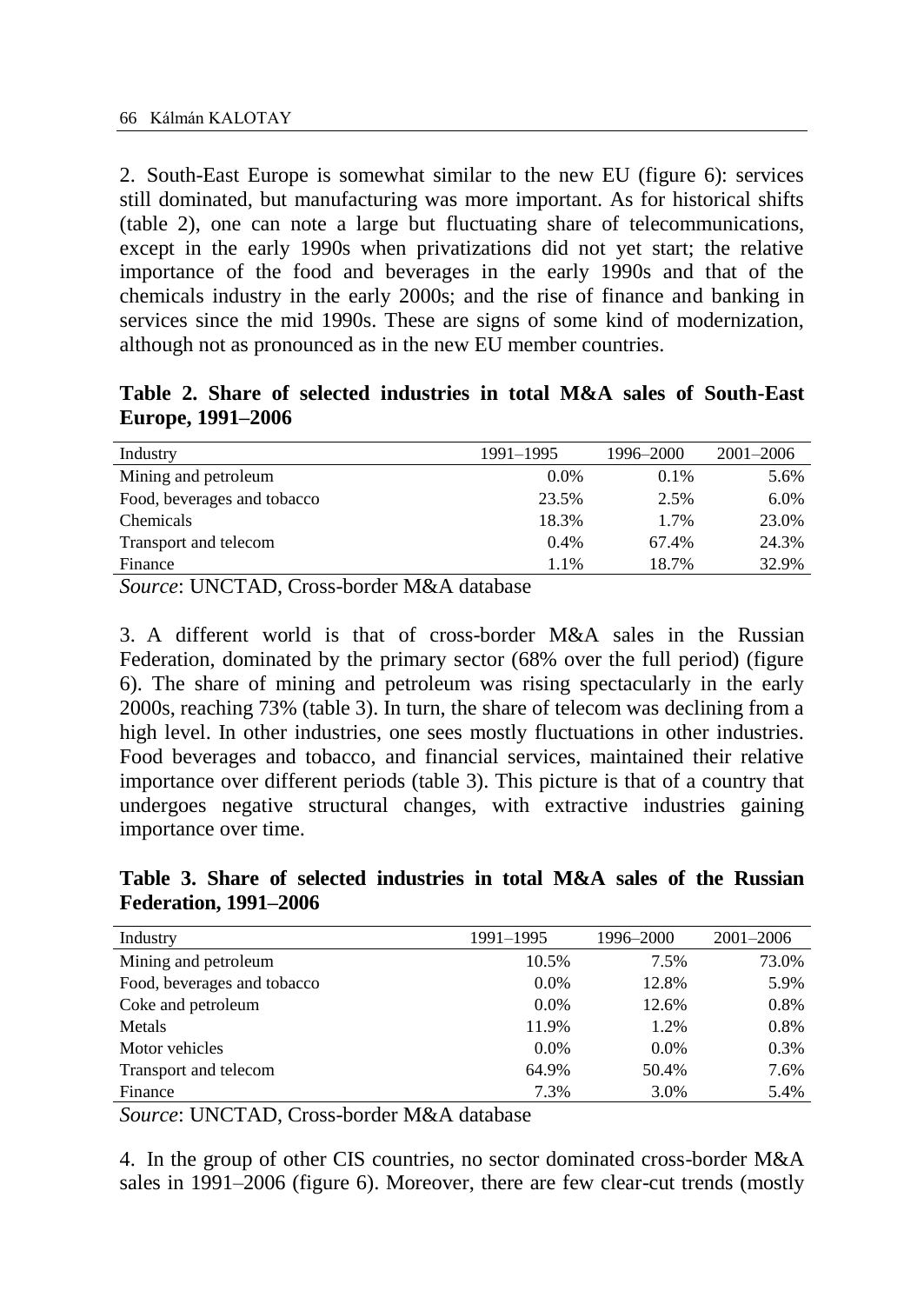2. South-East Europe is somewhat similar to the new EU (figure 6): services still dominated, but manufacturing was more important. As for historical shifts (table 2), one can note a large but fluctuating share of telecommunications, except in the early 1990s when privatizations did not yet start; the relative importance of the food and beverages in the early 1990s and that of the chemicals industry in the early 2000s; and the rise of finance and banking in services since the mid 1990s. These are signs of some kind of modernization, although not as pronounced as in the new EU member countries.

**Table 2. Share of selected industries in total M&A sales of South-East Europe, 1991–2006**

| Industry | 1991–1995 | 1996–2000 | 2001–2006 |
|---|---|---|---|
| Mining and petroleum | 0.0% | 0.1% | 5.6% |
| Food, beverages and tobacco | 23.5% | 2.5% | 6.0% |
| Chemicals | 18.3% | 1.7% | 23.0% |
| Transport and telecom | 0.4% | 67.4% | 24.3% |
| Finance | 1.1% | 18.7% | 32.9% |

*Source*: UNCTAD, Cross-border M&A database

3. A different world is that of cross-border M&A sales in the Russian Federation, dominated by the primary sector (68% over the full period) (figure 6). The share of mining and petroleum was rising spectacularly in the early 2000s, reaching 73% (table 3). In turn, the share of telecom was declining from a high level. In other industries, one sees mostly fluctuations in other industries. Food beverages and tobacco, and financial services, maintained their relative importance over different periods (table 3). This picture is that of a country that undergoes negative structural changes, with extractive industries gaining importance over time.

**Table 3. Share of selected industries in total M&A sales of the Russian Federation, 1991–2006**

| Industry | 1991–1995 | 1996–2000 | 2001–2006 |
|---|---|---|---|
| Mining and petroleum | 10.5% | 7.5% | 73.0% |
| Food, beverages and tobacco | 0.0% | 12.8% | 5.9% |
| Coke and petroleum | 0.0% | 12.6% | 0.8% |
| Metals | 11.9% | 1.2% | 0.8% |
| Motor vehicles | 0.0% | 0.0% | 0.3% |
| Transport and telecom | 64.9% | 50.4% | 7.6% |
| Finance | 7.3% | 3.0% | 5.4% |

*Source*: UNCTAD, Cross-border M&A database

4. In the group of other CIS countries, no sector dominated cross-border M&A sales in 1991–2006 (figure 6). Moreover, there are few clear-cut trends (mostly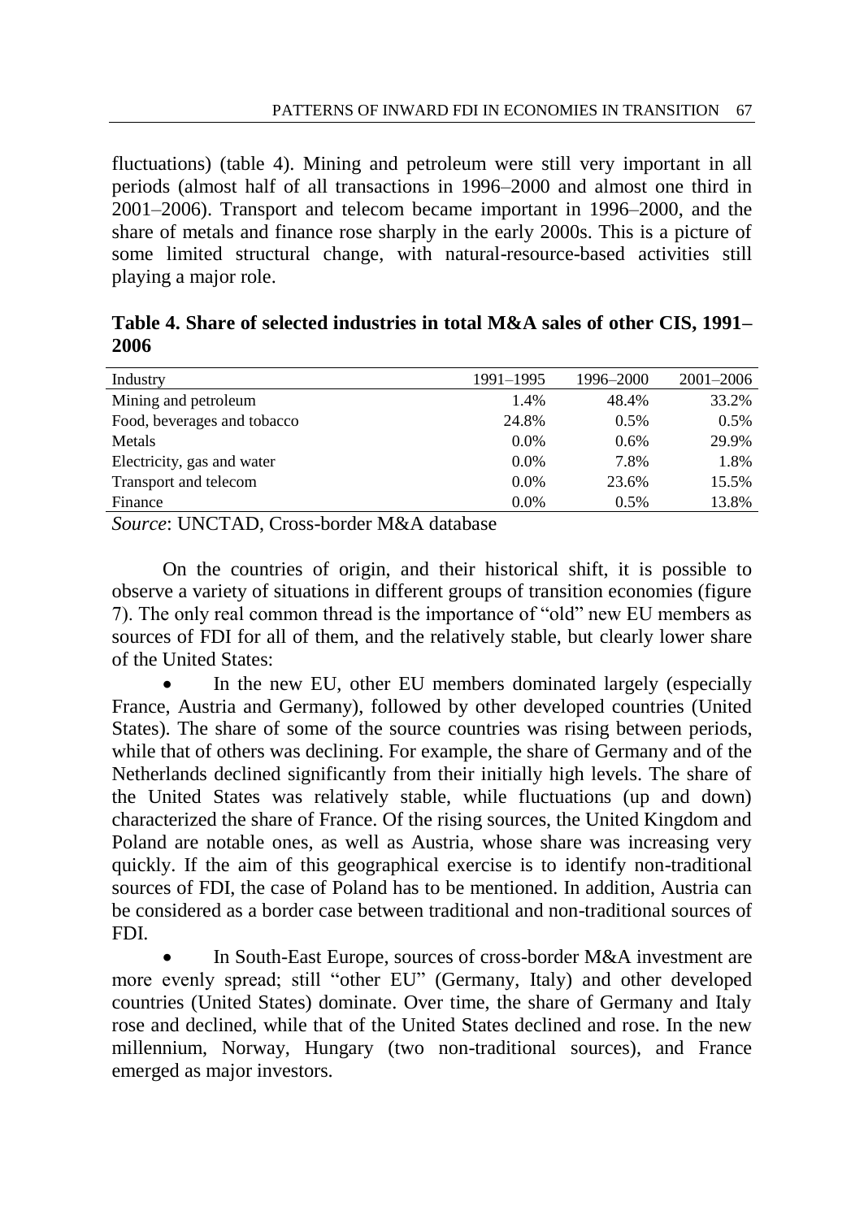fluctuations) (table 4). Mining and petroleum were still very important in all periods (almost half of all transactions in 1996–2000 and almost one third in 2001–2006). Transport and telecom became important in 1996–2000, and the share of metals and finance rose sharply in the early 2000s. This is a picture of some limited structural change, with natural-resource-based activities still playing a major role.

**Table 4. Share of selected industries in total M&A sales of other CIS, 1991–2006**

| Industry | 1991–1995 | 1996–2000 | 2001–2006 |
|---|---|---|---|
| Mining and petroleum | 1.4% | 48.4% | 33.2% |
| Food, beverages and tobacco | 24.8% | 0.5% | 0.5% |
| Metals | 0.0% | 0.6% | 29.9% |
| Electricity, gas and water | 0.0% | 7.8% | 1.8% |
| Transport and telecom | 0.0% | 23.6% | 15.5% |
| Finance | 0.0% | 0.5% | 13.8% |

*Source*: UNCTAD, Cross-border M&A database

On the countries of origin, and their historical shift, it is possible to observe a variety of situations in different groups of transition economies (figure 7). The only real common thread is the importance of "old" new EU members as sources of FDI for all of them, and the relatively stable, but clearly lower share of the United States:

- In the new EU, other EU members dominated largely (especially France, Austria and Germany), followed by other developed countries (United States). The share of some of the source countries was rising between periods, while that of others was declining. For example, the share of Germany and of the Netherlands declined significantly from their initially high levels. The share of the United States was relatively stable, while fluctuations (up and down) characterized the share of France. Of the rising sources, the United Kingdom and Poland are notable ones, as well as Austria, whose share was increasing very quickly. If the aim of this geographical exercise is to identify non-traditional sources of FDI, the case of Poland has to be mentioned. In addition, Austria can be considered as a border case between traditional and non-traditional sources of FDI.
- In South-East Europe, sources of cross-border M&A investment are more evenly spread; still "other EU" (Germany, Italy) and other developed countries (United States) dominate. Over time, the share of Germany and Italy rose and declined, while that of the United States declined and rose. In the new millennium, Norway, Hungary (two non-traditional sources), and France emerged as major investors.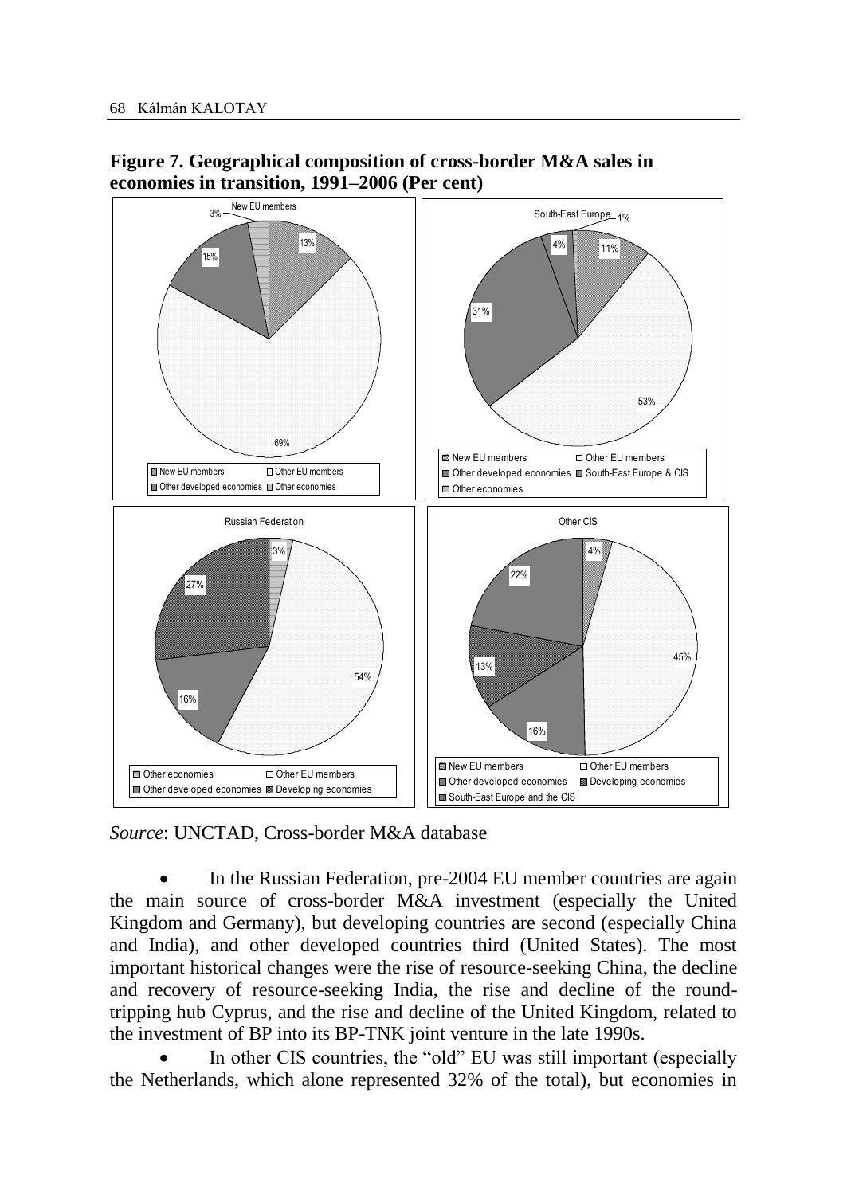**Figure 7. Geographical composition of cross-border M&A sales in economies in transition, 1991–2006 (Per cent)**

*Source*: UNCTAD, Cross-border M&A database

- In the Russian Federation, pre-2004 EU member countries are again the main source of cross-border M&A investment (especially the United Kingdom and Germany), but developing countries are second (especially China and India), and other developed countries third (United States). The most important historical changes were the rise of resource-seeking China, the decline and recovery of resource-seeking India, the rise and decline of the round-tripping hub Cyprus, and the rise and decline of the United Kingdom, related to the investment of BP into its BP-TNK joint venture in the late 1990s.
- In other CIS countries, the "old" EU was still important (especially the Netherlands, which alone represented 32% of the total), but economies in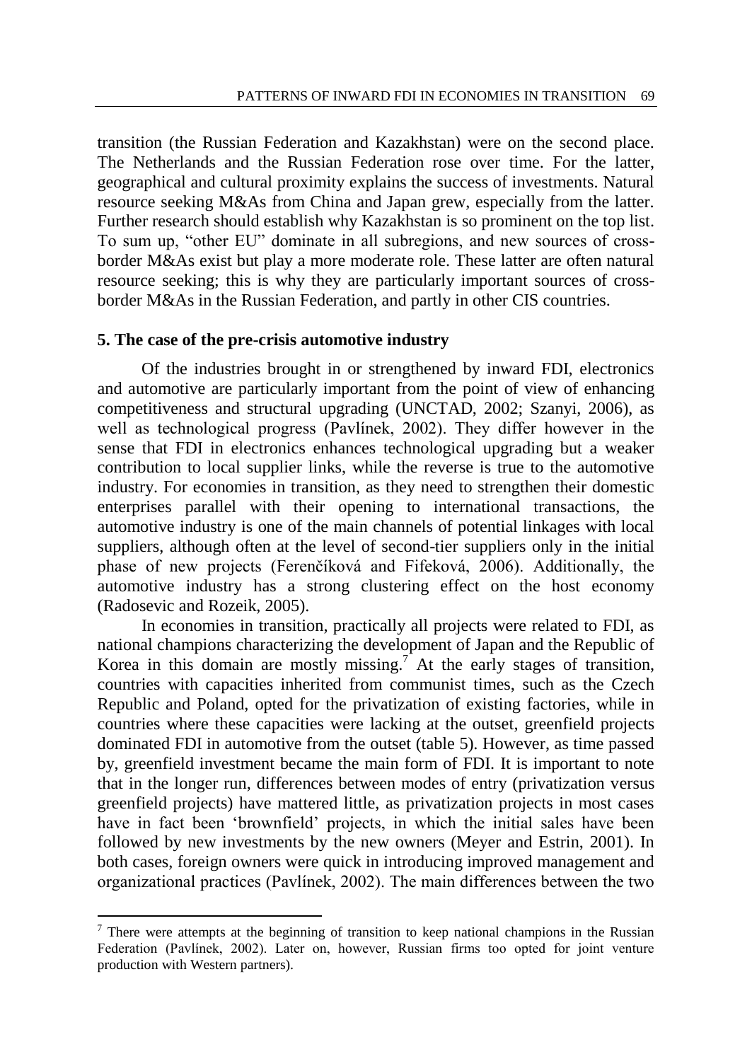transition (the Russian Federation and Kazakhstan) were on the second place. The Netherlands and the Russian Federation rose over time. For the latter, geographical and cultural proximity explains the success of investments. Natural resource seeking M&As from China and Japan grew, especially from the latter. Further research should establish why Kazakhstan is so prominent on the top list. To sum up, "other EU" dominate in all subregions, and new sources of cross-border M&As exist but play a more moderate role. These latter are often natural resource seeking; this is why they are particularly important sources of cross-border M&As in the Russian Federation, and partly in other CIS countries.

## 5. The case of the pre-crisis automotive industry

Of the industries brought in or strengthened by inward FDI, electronics and automotive are particularly important from the point of view of enhancing competitiveness and structural upgrading (UNCTAD, 2002; Szanyi, 2006), as well as technological progress (Pavlínek, 2002). They differ however in the sense that FDI in electronics enhances technological upgrading but a weaker contribution to local supplier links, while the reverse is true to the automotive industry. For economies in transition, as they need to strengthen their domestic enterprises parallel with their opening to international transactions, the automotive industry is one of the main channels of potential linkages with local suppliers, although often at the level of second-tier suppliers only in the initial phase of new projects (Ferenčíková and Fifeková, 2006). Additionally, the automotive industry has a strong clustering effect on the host economy (Radosevic and Rozeik, 2005).

In economies in transition, practically all projects were related to FDI, as national champions characterizing the development of Japan and the Republic of Korea in this domain are mostly missing.[7] At the early stages of transition, countries with capacities inherited from communist times, such as the Czech Republic and Poland, opted for the privatization of existing factories, while in countries where these capacities were lacking at the outset, greenfield projects dominated FDI in automotive from the outset (table 5). However, as time passed by, greenfield investment became the main form of FDI. It is important to note that in the longer run, differences between modes of entry (privatization versus greenfield projects) have mattered little, as privatization projects in most cases have in fact been 'brownfield' projects, in which the initial sales have been followed by new investments by the new owners (Meyer and Estrin, 2001). In both cases, foreign owners were quick in introducing improved management and organizational practices (Pavlínek, 2002). The main differences between the two

[7] There were attempts at the beginning of transition to keep national champions in the Russian Federation (Pavlínek, 2002). Later on, however, Russian firms too opted for joint venture production with Western partners).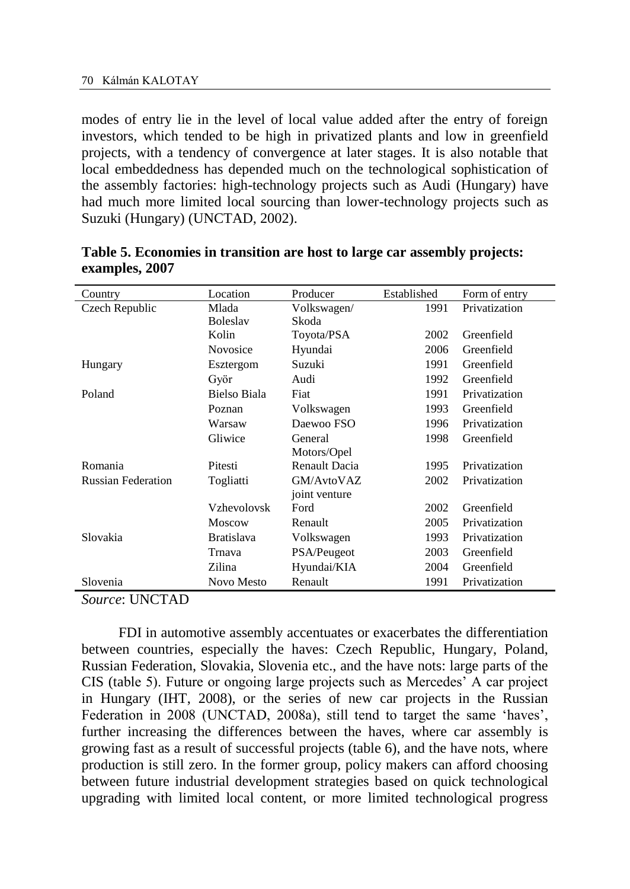modes of entry lie in the level of local value added after the entry of foreign investors, which tended to be high in privatized plants and low in greenfield projects, with a tendency of convergence at later stages. It is also notable that local embeddedness has depended much on the technological sophistication of the assembly factories: high-technology projects such as Audi (Hungary) have had much more limited local sourcing than lower-technology projects such as Suzuki (Hungary) (UNCTAD, 2002).

**Table 5. Economies in transition are host to large car assembly projects: examples, 2007**

| Country | Location | Producer | Established | Form of entry |
|---|---|---|---|---|
| Czech Republic | Mlada Boleslav | Volkswagen/ Skoda | 1991 | Privatization |
| | Kolin | Toyota/PSA | 2002 | Greenfield |
| | Novosice | Hyundai | 2006 | Greenfield |
| Hungary | Esztergom | Suzuki | 1991 | Greenfield |
| | Györ | Audi | 1992 | Greenfield |
| Poland | Bielso Biala | Fiat | 1991 | Privatization |
| | Poznan | Volkswagen | 1993 | Greenfield |
| | Warsaw | Daewoo FSO | 1996 | Privatization |
| | Gliwice | General Motors/Opel | 1998 | Greenfield |
| Romania | Pitesti | Renault Dacia | 1995 | Privatization |
| Russian Federation | Togliatti | GM/AvtoVAZ joint venture | 2002 | Privatization |
| | Vzhevolovsk | Ford | 2002 | Greenfield |
| | Moscow | Renault | 2005 | Privatization |
| Slovakia | Bratislava | Volkswagen | 1993 | Privatization |
| | Trnava | PSA/Peugeot | 2003 | Greenfield |
| | Zilina | Hyundai/KIA | 2004 | Greenfield |
| Slovenia | Novo Mesto | Renault | 1991 | Privatization |

*Source*: UNCTAD

FDI in automotive assembly accentuates or exacerbates the differentiation between countries, especially the haves: Czech Republic, Hungary, Poland, Russian Federation, Slovakia, Slovenia etc., and the have nots: large parts of the CIS (table 5). Future or ongoing large projects such as Mercedes' A car project in Hungary (IHT, 2008), or the series of new car projects in the Russian Federation in 2008 (UNCTAD, 2008a), still tend to target the same 'haves', further increasing the differences between the haves, where car assembly is growing fast as a result of successful projects (table 6), and the have nots, where production is still zero. In the former group, policy makers can afford choosing between future industrial development strategies based on quick technological upgrading with limited local content, or more limited technological progress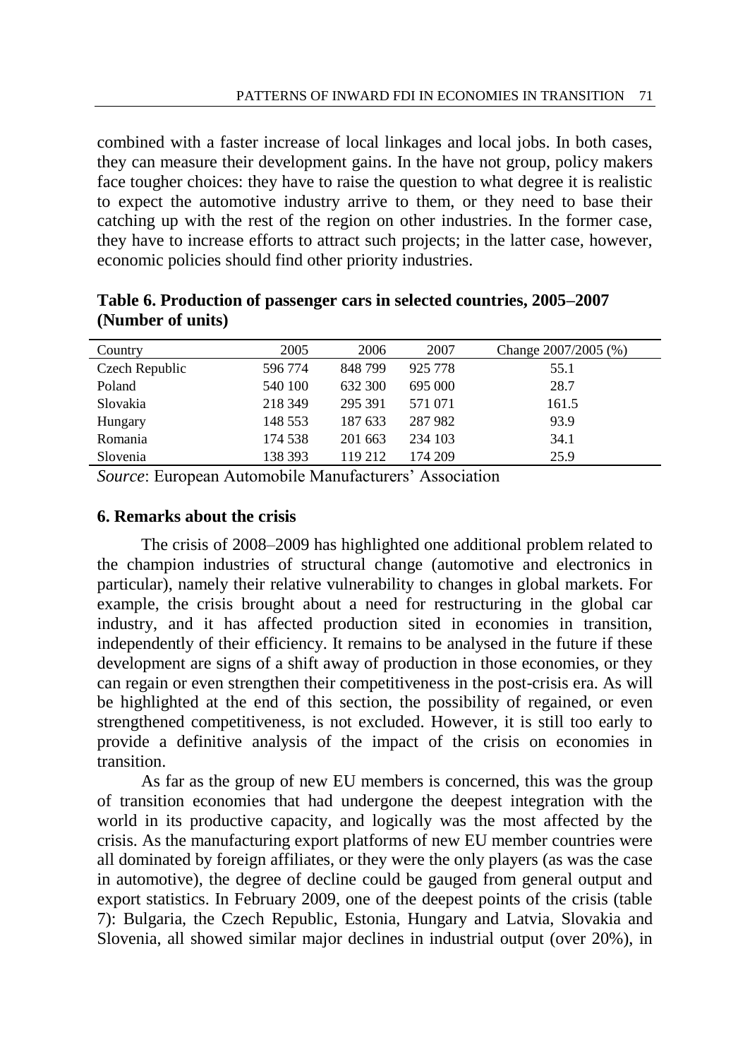combined with a faster increase of local linkages and local jobs. In both cases, they can measure their development gains. In the have not group, policy makers face tougher choices: they have to raise the question to what degree it is realistic to expect the automotive industry arrive to them, or they need to base their catching up with the rest of the region on other industries. In the former case, they have to increase efforts to attract such projects; in the latter case, however, economic policies should find other priority industries.

**Table 6. Production of passenger cars in selected countries, 2005–2007 (Number of units)**

| Country | 2005 | 2006 | 2007 | Change 2007/2005 (%) |
|---|---|---|---|---|
| Czech Republic | 596 774 | 848 799 | 925 778 | 55.1 |
| Poland | 540 100 | 632 300 | 695 000 | 28.7 |
| Slovakia | 218 349 | 295 391 | 571 071 | 161.5 |
| Hungary | 148 553 | 187 633 | 287 982 | 93.9 |
| Romania | 174 538 | 201 663 | 234 103 | 34.1 |
| Slovenia | 138 393 | 119 212 | 174 209 | 25.9 |

*Source*: European Automobile Manufacturers' Association

## 6. Remarks about the crisis

The crisis of 2008–2009 has highlighted one additional problem related to the champion industries of structural change (automotive and electronics in particular), namely their relative vulnerability to changes in global markets. For example, the crisis brought about a need for restructuring in the global car industry, and it has affected production sited in economies in transition, independently of their efficiency. It remains to be analysed in the future if these development are signs of a shift away of production in those economies, or they can regain or even strengthen their competitiveness in the post-crisis era. As will be highlighted at the end of this section, the possibility of regained, or even strengthened competitiveness, is not excluded. However, it is still too early to provide a definitive analysis of the impact of the crisis on economies in transition.

As far as the group of new EU members is concerned, this was the group of transition economies that had undergone the deepest integration with the world in its productive capacity, and logically was the most affected by the crisis. As the manufacturing export platforms of new EU member countries were all dominated by foreign affiliates, or they were the only players (as was the case in automotive), the degree of decline could be gauged from general output and export statistics. In February 2009, one of the deepest points of the crisis (table 7): Bulgaria, the Czech Republic, Estonia, Hungary and Latvia, Slovakia and Slovenia, all showed similar major declines in industrial output (over 20%), in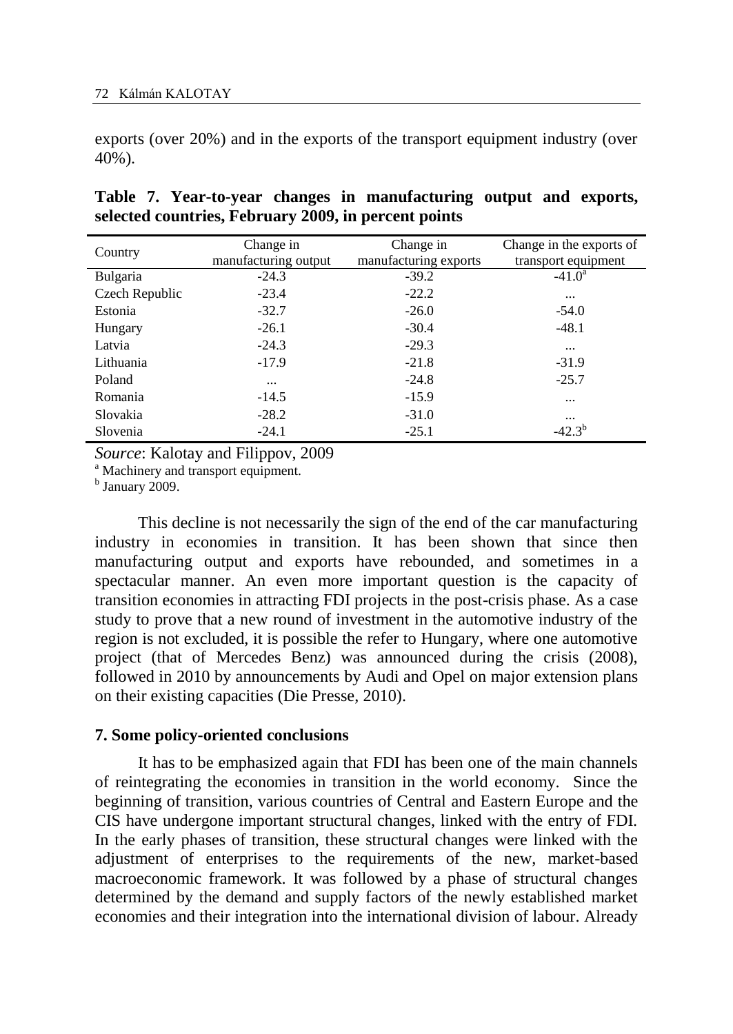exports (over 20%) and in the exports of the transport equipment industry (over 40%).

**Table 7. Year-to-year changes in manufacturing output and exports, selected countries, February 2009, in percent points**

| Country | Change in manufacturing output | Change in manufacturing exports | Change in the exports of transport equipment |
|---|---|---|---|
| Bulgaria | -24.3 | -39.2 | -41.0[a] |
| Czech Republic | -23.4 | -22.2 | ... |
| Estonia | -32.7 | -26.0 | -54.0 |
| Hungary | -26.1 | -30.4 | -48.1 |
| Latvia | -24.3 | -29.3 | ... |
| Lithuania | -17.9 | -21.8 | -31.9 |
| Poland | ... | -24.8 | -25.7 |
| Romania | -14.5 | -15.9 | ... |
| Slovakia | -28.2 | -31.0 | ... |
| Slovenia | -24.1 | -25.1 | -42.3[b] |

*Source*: Kalotay and Filippov, 2009

[a] Machinery and transport equipment.

[b] January 2009.

This decline is not necessarily the sign of the end of the car manufacturing industry in economies in transition. It has been shown that since then manufacturing output and exports have rebounded, and sometimes in a spectacular manner. An even more important question is the capacity of transition economies in attracting FDI projects in the post-crisis phase. As a case study to prove that a new round of investment in the automotive industry of the region is not excluded, it is possible the refer to Hungary, where one automotive project (that of Mercedes Benz) was announced during the crisis (2008), followed in 2010 by announcements by Audi and Opel on major extension plans on their existing capacities (Die Presse, 2010).

### 7. Some policy-oriented conclusions

It has to be emphasized again that FDI has been one of the main channels of reintegrating the economies in transition in the world economy. Since the beginning of transition, various countries of Central and Eastern Europe and the CIS have undergone important structural changes, linked with the entry of FDI. In the early phases of transition, these structural changes were linked with the adjustment of enterprises to the requirements of the new, market-based macroeconomic framework. It was followed by a phase of structural changes determined by the demand and supply factors of the newly established market economies and their integration into the international division of labour. Already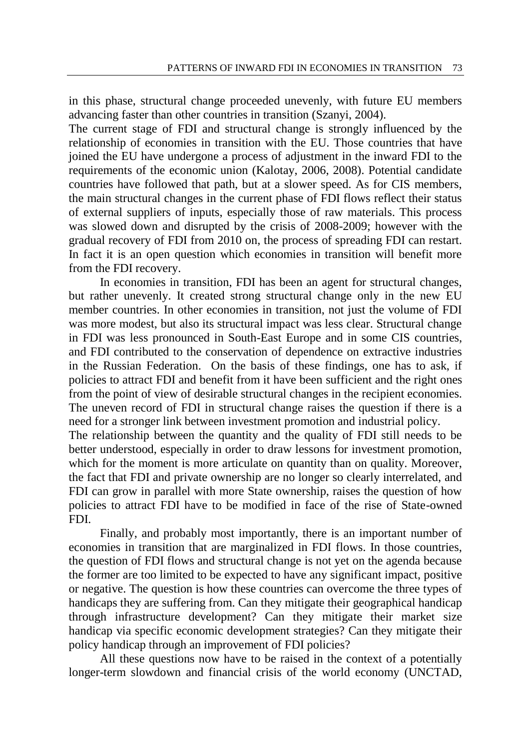in this phase, structural change proceeded unevenly, with future EU members advancing faster than other countries in transition (Szanyi, 2004).

The current stage of FDI and structural change is strongly influenced by the relationship of economies in transition with the EU. Those countries that have joined the EU have undergone a process of adjustment in the inward FDI to the requirements of the economic union (Kalotay, 2006, 2008). Potential candidate countries have followed that path, but at a slower speed. As for CIS members, the main structural changes in the current phase of FDI flows reflect their status of external suppliers of inputs, especially those of raw materials. This process was slowed down and disrupted by the crisis of 2008-2009; however with the gradual recovery of FDI from 2010 on, the process of spreading FDI can restart. In fact it is an open question which economies in transition will benefit more from the FDI recovery.

In economies in transition, FDI has been an agent for structural changes, but rather unevenly. It created strong structural change only in the new EU member countries. In other economies in transition, not just the volume of FDI was more modest, but also its structural impact was less clear. Structural change in FDI was less pronounced in South-East Europe and in some CIS countries, and FDI contributed to the conservation of dependence on extractive industries in the Russian Federation. On the basis of these findings, one has to ask, if policies to attract FDI and benefit from it have been sufficient and the right ones from the point of view of desirable structural changes in the recipient economies. The uneven record of FDI in structural change raises the question if there is a need for a stronger link between investment promotion and industrial policy.

The relationship between the quantity and the quality of FDI still needs to be better understood, especially in order to draw lessons for investment promotion, which for the moment is more articulate on quantity than on quality. Moreover, the fact that FDI and private ownership are no longer so clearly interrelated, and FDI can grow in parallel with more State ownership, raises the question of how policies to attract FDI have to be modified in face of the rise of State-owned FDI.

Finally, and probably most importantly, there is an important number of economies in transition that are marginalized in FDI flows. In those countries, the question of FDI flows and structural change is not yet on the agenda because the former are too limited to be expected to have any significant impact, positive or negative. The question is how these countries can overcome the three types of handicaps they are suffering from. Can they mitigate their geographical handicap through infrastructure development? Can they mitigate their market size handicap via specific economic development strategies? Can they mitigate their policy handicap through an improvement of FDI policies?

All these questions now have to be raised in the context of a potentially longer-term slowdown and financial crisis of the world economy (UNCTAD,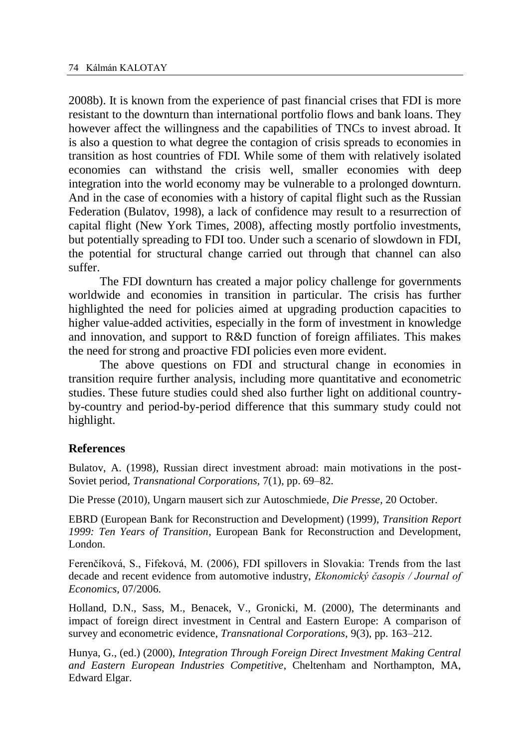2008b). It is known from the experience of past financial crises that FDI is more resistant to the downturn than international portfolio flows and bank loans. They however affect the willingness and the capabilities of TNCs to invest abroad. It is also a question to what degree the contagion of crisis spreads to economies in transition as host countries of FDI. While some of them with relatively isolated economies can withstand the crisis well, smaller economies with deep integration into the world economy may be vulnerable to a prolonged downturn. And in the case of economies with a history of capital flight such as the Russian Federation (Bulatov, 1998), a lack of confidence may result to a resurrection of capital flight (New York Times, 2008), affecting mostly portfolio investments, but potentially spreading to FDI too. Under such a scenario of slowdown in FDI, the potential for structural change carried out through that channel can also suffer.

The FDI downturn has created a major policy challenge for governments worldwide and economies in transition in particular. The crisis has further highlighted the need for policies aimed at upgrading production capacities to higher value-added activities, especially in the form of investment in knowledge and innovation, and support to R&D function of foreign affiliates. This makes the need for strong and proactive FDI policies even more evident.

The above questions on FDI and structural change in economies in transition require further analysis, including more quantitative and econometric studies. These future studies could shed also further light on additional country-by-country and period-by-period difference that this summary study could not highlight.

## References

Bulatov, A. (1998), Russian direct investment abroad: main motivations in the post-Soviet period, *Transnational Corporations*, 7(1), pp. 69–82.

Die Presse (2010), Ungarn mausert sich zur Autoschmiede, *Die Presse*, 20 October.

EBRD (European Bank for Reconstruction and Development) (1999), *Transition Report 1999: Ten Years of Transition*, European Bank for Reconstruction and Development, London.

Ferenčíková, S., Fifeková, M. (2006), FDI spillovers in Slovakia: Trends from the last decade and recent evidence from automotive industry, *Ekonomický časopis / Journal of Economics*, 07/2006.

Holland, D.N., Sass, M., Benacek, V., Gronicki, M. (2000), The determinants and impact of foreign direct investment in Central and Eastern Europe: A comparison of survey and econometric evidence, *Transnational Corporations*, 9(3), pp. 163–212.

Hunya, G., (ed.) (2000), *Integration Through Foreign Direct Investment Making Central and Eastern European Industries Competitive*, Cheltenham and Northampton, MA, Edward Elgar.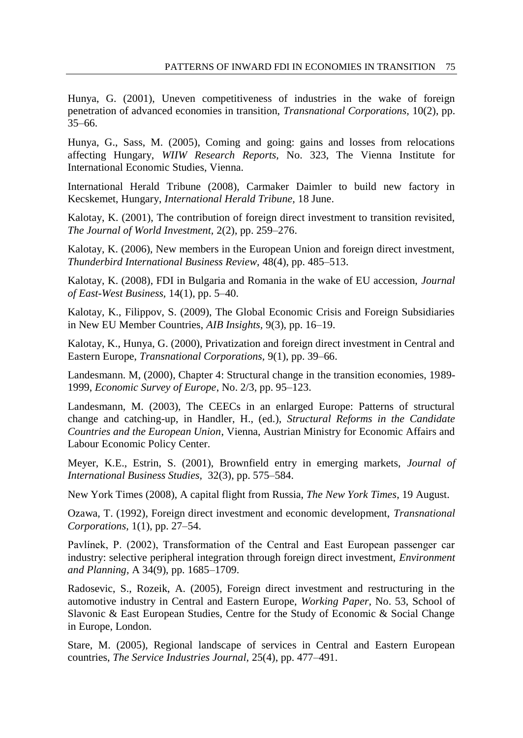Hunya, G. (2001), Uneven competitiveness of industries in the wake of foreign penetration of advanced economies in transition, *Transnational Corporations,* 10(2), pp. 35–66.

Hunya, G., Sass, M. (2005), Coming and going: gains and losses from relocations affecting Hungary, *WIIW Research Reports*, No. 323, The Vienna Institute for International Economic Studies, Vienna.

International Herald Tribune (2008), Carmaker Daimler to build new factory in Kecskemet, Hungary, *International Herald Tribune,* 18 June.

Kalotay, K. (2001), The contribution of foreign direct investment to transition revisited, *The Journal of World Investment*, 2(2), pp. 259–276.

Kalotay, K. (2006), New members in the European Union and foreign direct investment, *Thunderbird International Business Review,* 48(4), pp. 485–513.

Kalotay, K. (2008), FDI in Bulgaria and Romania in the wake of EU accession, *Journal of East-West Business*, 14(1), pp. 5–40.

Kalotay, K., Filippov, S. (2009), The Global Economic Crisis and Foreign Subsidiaries in New EU Member Countries, *AIB Insights*, 9(3), pp. 16–19.

Kalotay, K., Hunya, G. (2000), Privatization and foreign direct investment in Central and Eastern Europe, *Transnational Corporations,* 9(1), pp. 39–66.

Landesmann. M, (2000), Chapter 4: Structural change in the transition economies, 1989-1999, *Economic Survey of Europe*, No. 2/3, pp. 95–123.

Landesmann, M. (2003), The CEECs in an enlarged Europe: Patterns of structural change and catching-up, in Handler, H., (ed.), *Structural Reforms in the Candidate Countries and the European Union*, Vienna, Austrian Ministry for Economic Affairs and Labour Economic Policy Center.

Meyer, K.E., Estrin, S. (2001), Brownfield entry in emerging markets, *Journal of International Business Studies,* 32(3), pp. 575–584.

New York Times (2008), A capital flight from Russia, *The New York Times*, 19 August.

Ozawa, T. (1992), Foreign direct investment and economic development, *Transnational Corporations*, 1(1), pp. 27–54.

Pavlínek, P. (2002), Transformation of the Central and East European passenger car industry: selective peripheral integration through foreign direct investment, *Environment and Planning*, A 34(9), pp. 1685–1709.

Radosevic, S., Rozeik, A. (2005), Foreign direct investment and restructuring in the automotive industry in Central and Eastern Europe, *Working Paper,* No. 53, School of Slavonic & East European Studies, Centre for the Study of Economic & Social Change in Europe, London.

Stare, M. (2005), Regional landscape of services in Central and Eastern European countries, *The Service Industries Journal*, 25(4), pp. 477–491.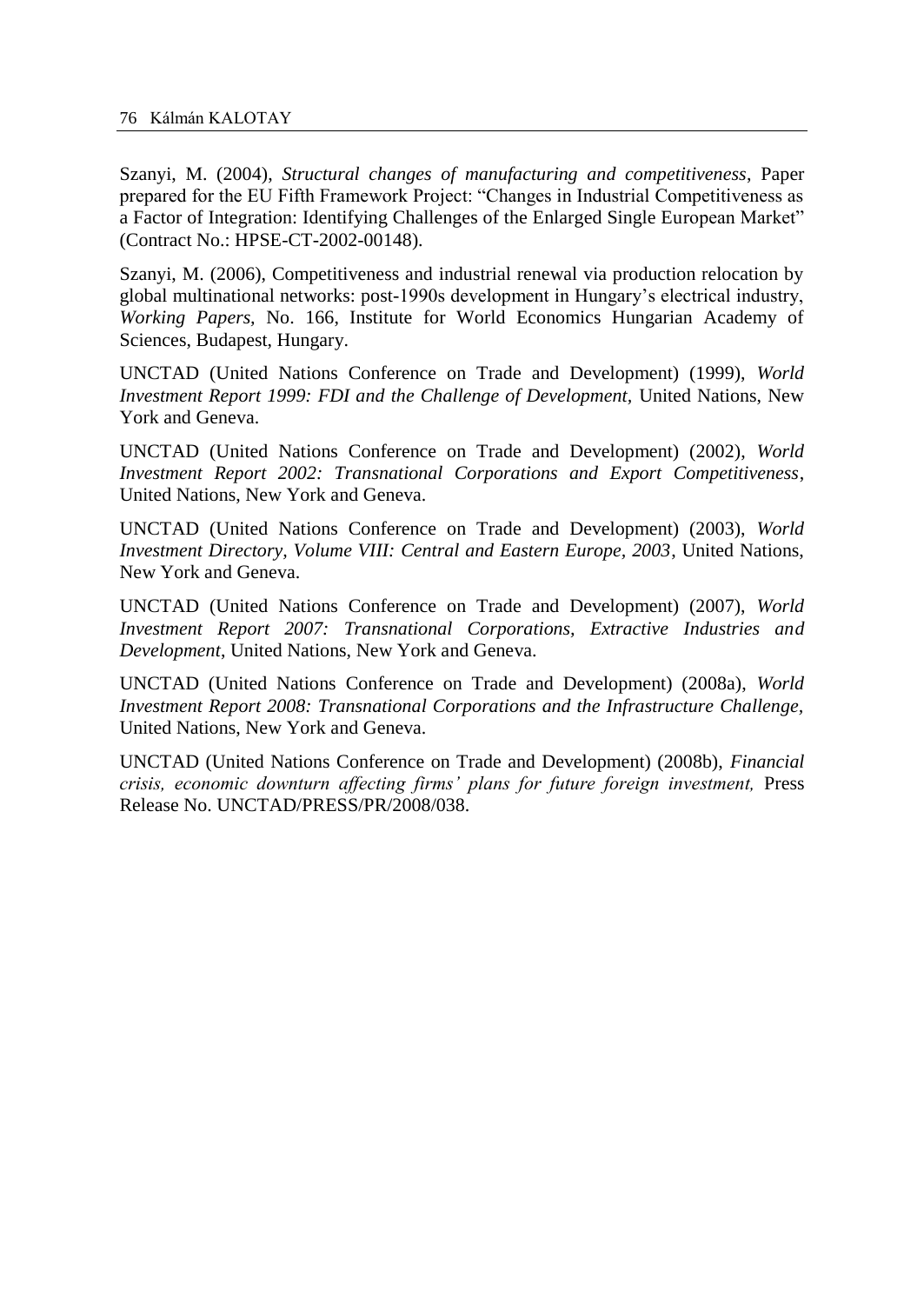Szanyi, M. (2004), *Structural changes of manufacturing and competitiveness*, Paper prepared for the EU Fifth Framework Project: "Changes in Industrial Competitiveness as a Factor of Integration: Identifying Challenges of the Enlarged Single European Market" (Contract No.: HPSE-CT-2002-00148).

Szanyi, M. (2006), Competitiveness and industrial renewal via production relocation by global multinational networks: post-1990s development in Hungary's electrical industry, *Working Papers*, No. 166, Institute for World Economics Hungarian Academy of Sciences, Budapest, Hungary.

UNCTAD (United Nations Conference on Trade and Development) (1999), *World Investment Report 1999: FDI and the Challenge of Development*, United Nations, New York and Geneva.

UNCTAD (United Nations Conference on Trade and Development) (2002), *World Investment Report 2002: Transnational Corporations and Export Competitiveness*, United Nations, New York and Geneva.

UNCTAD (United Nations Conference on Trade and Development) (2003), *World Investment Directory, Volume VIII: Central and Eastern Europe, 2003*, United Nations, New York and Geneva.

UNCTAD (United Nations Conference on Trade and Development) (2007), *World Investment Report 2007: Transnational Corporations, Extractive Industries and Development*, United Nations, New York and Geneva.

UNCTAD (United Nations Conference on Trade and Development) (2008a), *World Investment Report 2008: Transnational Corporations and the Infrastructure Challenge,* United Nations, New York and Geneva.

UNCTAD (United Nations Conference on Trade and Development) (2008b), *Financial crisis, economic downturn affecting firms' plans for future foreign investment,* Press Release No. UNCTAD/PRESS/PR/2008/038.